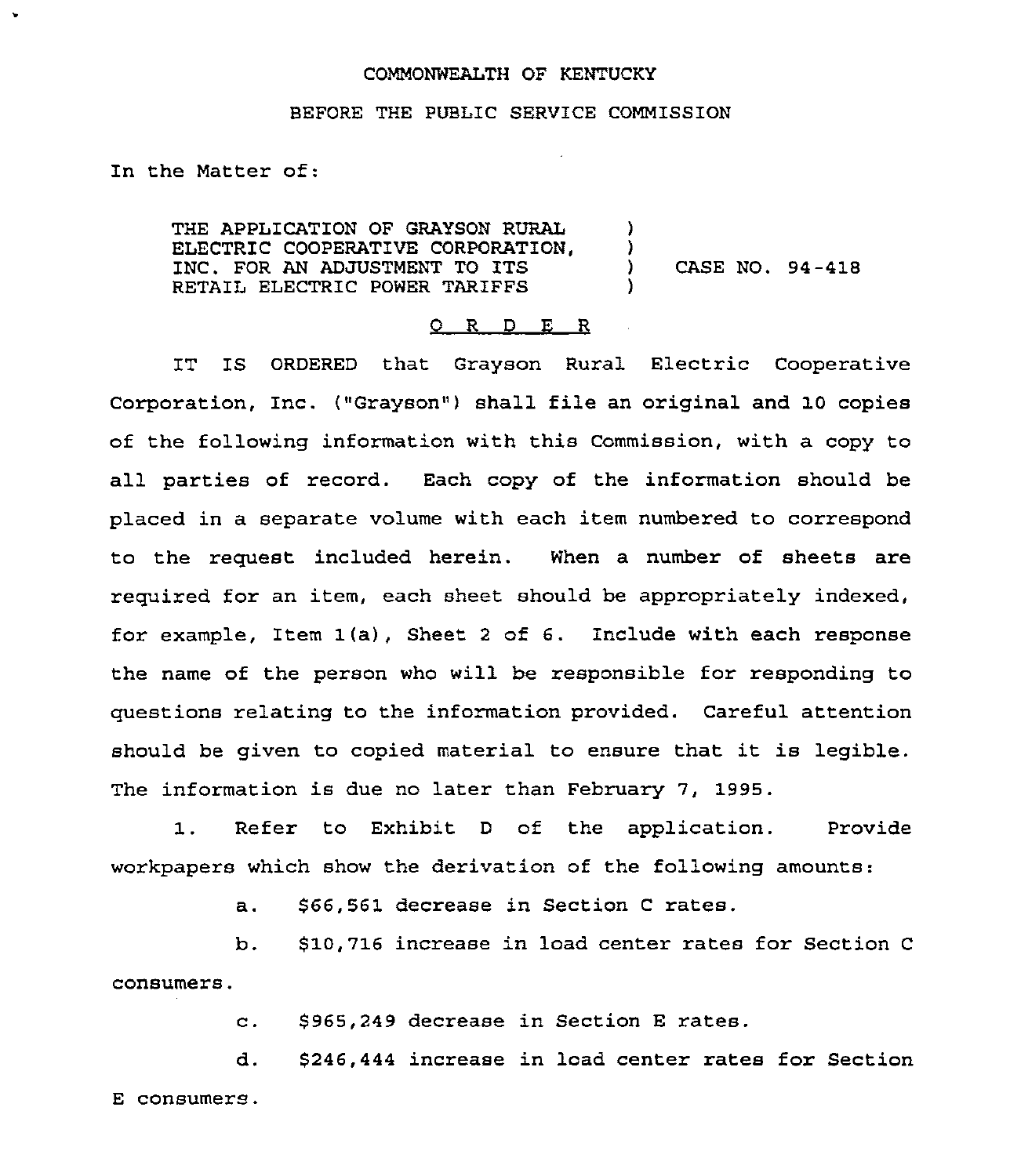COMMONWEALTH OF KENTUCKY

BEFORE THE PUBLIC SERVICE COMMISSION

In the Matter of:

THE APPLICATION OF GRAYSON RURAL ELECTRIC COOPERATIVE CORPORATION, INC. FOR AN ADJUSTMENT TO ITS RETAIL ELECTRIC POWER TARIFFS ) CASE NO. 94-418

O R D E R

IT IS ORDERED that Grayson Rural Electric Cooperative Corporation, Inc. ("Grayson") shall file an original and 10 copies of the following information with this Commission, with a copy to all parties of record. Each copy of the information should be placed in a separate volume with each item numbered to correspond to the request included herein. When a number of sheets are required for an item, each sheet should be appropriately indexed, for example, Item 1(a), Sheet 2 of 6. Include with each response the name of the person who will be responsible for responding to questions relating to the information provided. Careful attention should be given to copied material to ensure that it is legible. The information is due no later than February 7, 1995.

1. Refer to Exhibit D of the application. Provide workpapers which show the derivation of the following amounts:

a. $66,561 decrease in Section C rates.

b. $10,716 increase in load center rates for Section C consumers.

c. $965,249 decrease in Section E rates.

d. $246,444 increase in load center rates for Section E consumers.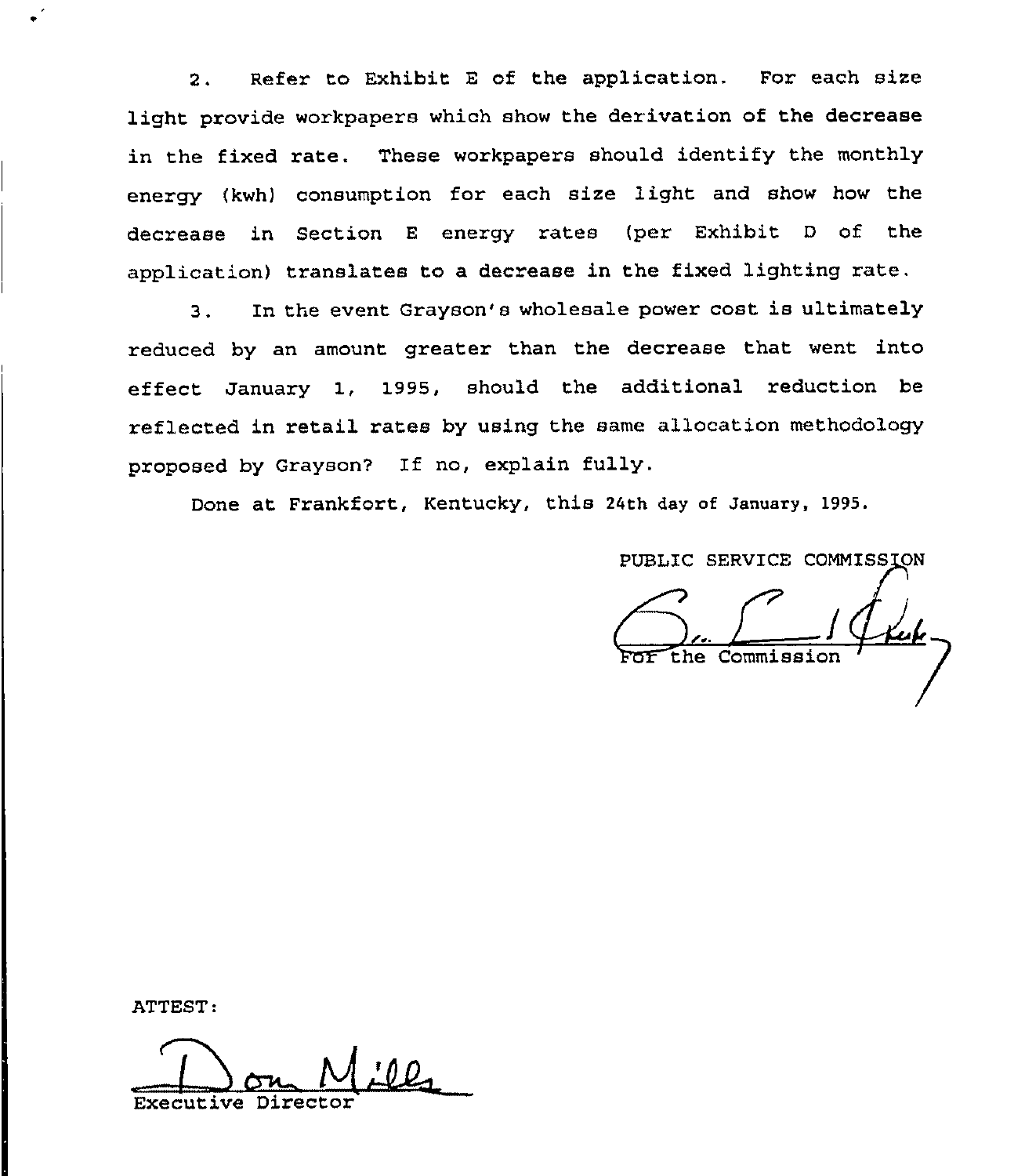2. Refer to Exhibit E of the application. For each size light provide workpapers which show the derivation of the decrease in the fixed rate. These workpapers should identify the monthly energy (kwh) consumption for each size light and show how the decrease in Section E energy rates (per Exhibit D of the application) translates to a decrease in the fixed lighting rate.

3. In the event Grayson's wholesale power cost is ultimately reduced by an amount greater than the decrease that went into effect January 1, 1995, should the additional reduction be reflected in retail rates by using the same allocation methodology proposed by Grayson? If no, explain fully.

Done at Frankfort, Kentucky, this 24th day of January, 1995.

PUBLIC SERVICE COMMISSION

For the Commission

ATTEST:

Executive Director